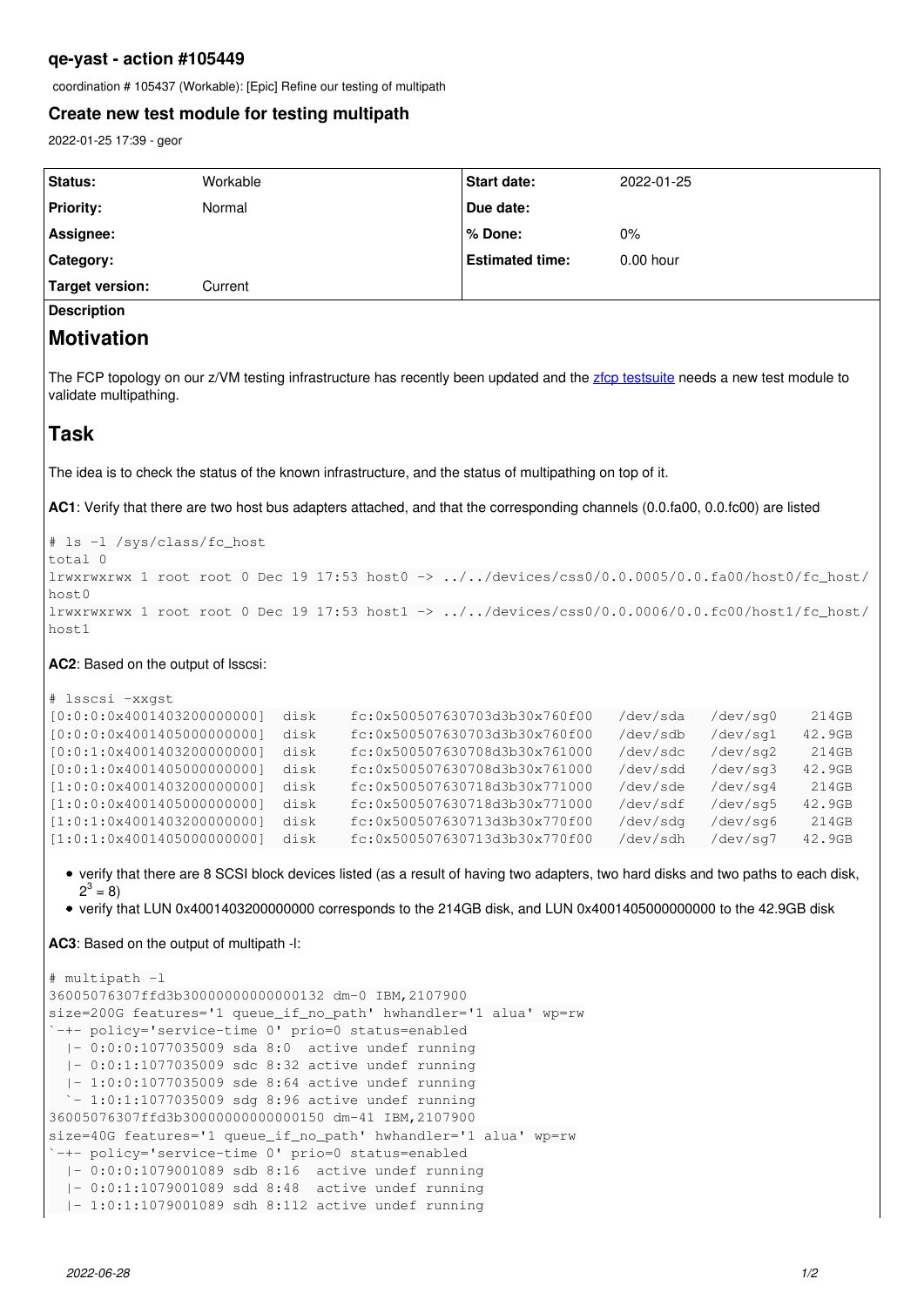# qe-yast - action #105449

coordination # 105437 (Workable): [Epic] Refine our testing of multipath

## Create new test module for testing multipath

2022-01-25 17:39 - geor

| Status: | Workable | Start date: | 2022-01-25 |
|---|---|---|---|
| Priority: | Normal | Due date: | |
| Assignee: | | % Done: | 0% |
| Category: | | Estimated time: | 0.00 hour |
| Target version: | Current | | |

**Description**

# Motivation

The FCP topology on our z/VM testing infrastructure has recently been updated and the zfcp testsuite needs a new test module to validate multipathing.

# Task

The idea is to check the status of the known infrastructure, and the status of multipathing on top of it.

**AC1**: Verify that there are two host bus adapters attached, and that the corresponding channels (0.0.fa00, 0.0.fc00) are listed

```
# ls -l /sys/class/fc_host
total 0
lrwxrwxrwx 1 root root 0 Dec 19 17:53 host0 -> ../../devices/css0/0.0.0005/0.0.fa00/host0/fc_host/
host0
lrwxrwxrwx 1 root root 0 Dec 19 17:53 host1 -> ../../devices/css0/0.0.0006/0.0.fc00/host1/fc_host/
host1
```

**AC2**: Based on the output of lsscsi:

```
# lsscsi -xxgst
[0:0:0:0x4001403200000000]  disk    fc:0x500507630703d3b30x760f00   /dev/sda   /dev/sg0    214GB
[0:0:0:0x4001405000000000]  disk    fc:0x500507630703d3b30x760f00   /dev/sdb   /dev/sg1   42.9GB
[0:0:1:0x4001403200000000]  disk    fc:0x500507630708d3b30x761000   /dev/sdc   /dev/sg2    214GB
[0:0:1:0x4001405000000000]  disk    fc:0x500507630708d3b30x761000   /dev/sdd   /dev/sg3   42.9GB
[1:0:0:0x4001403200000000]  disk    fc:0x500507630718d3b30x771000   /dev/sde   /dev/sg4    214GB
[1:0:0:0x4001405000000000]  disk    fc:0x500507630718d3b30x771000   /dev/sdf   /dev/sg5   42.9GB
[1:0:1:0x4001403200000000]  disk    fc:0x500507630713d3b30x770f00   /dev/sdg   /dev/sg6    214GB
[1:0:1:0x4001405000000000]  disk    fc:0x500507630713d3b30x770f00   /dev/sdh   /dev/sg7   42.9GB
```

- verify that there are 8 SCSI block devices listed (as a result of having two adapters, two hard disks and two paths to each disk, $2^3 = 8$)
- verify that LUN 0x4001403200000000 corresponds to the 214GB disk, and LUN 0x4001405000000000 to the 42.9GB disk

**AC3**: Based on the output of multipath -l:

```
# multipath -l
36005076307ffd3b30000000000000132 dm-0 IBM,2107900
size=200G features='1 queue_if_no_path' hwhandler='1 alua' wp=rw
`-+- policy='service-time 0' prio=0 status=enabled
  |- 0:0:0:1077035009 sda 8:0  active undef running
  |- 0:0:1:1077035009 sdc 8:32 active undef running
  |- 1:0:0:1077035009 sde 8:64 active undef running
  `- 1:0:1:1077035009 sdg 8:96 active undef running
36005076307ffd3b30000000000000150 dm-41 IBM,2107900
size=40G features='1 queue_if_no_path' hwhandler='1 alua' wp=rw
`-+- policy='service-time 0' prio=0 status=enabled
  |- 0:0:0:1079001089 sdb 8:16  active undef running
  |- 0:0:1:1079001089 sdd 8:48  active undef running
  |- 1:0:1:1079001089 sdh 8:112 active undef running
```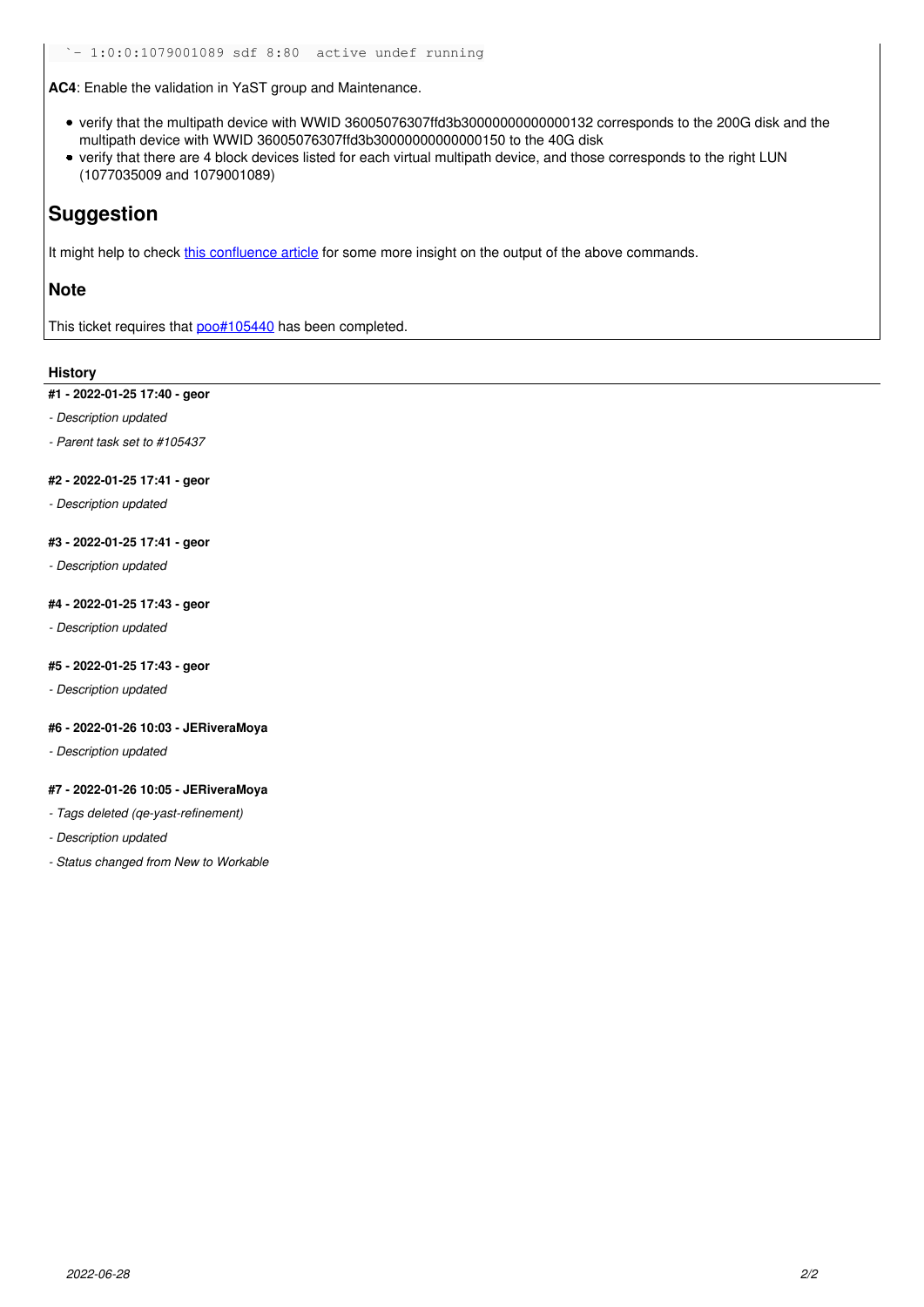```
`- 1:0:0:1079001089 sdf 8:80  active undef running
```

**AC4**: Enable the validation in YaST group and Maintenance.

- verify that the multipath device with WWID 36005076307ffd3b30000000000000132 corresponds to the 200G disk and the multipath device with WWID 36005076307ffd3b30000000000000150 to the 40G disk
- verify that there are 4 block devices listed for each virtual multipath device, and those corresponds to the right LUN (1077035009 and 1079001089)

## Suggestion

It might help to check [this confluence article] for some more insight on the output of the above commands.

### Note

This ticket requires that [poo#105440] has been completed.

#### History

**#1 - 2022-01-25 17:40 - geor**

*- Description updated*

*- Parent task set to #105437*

**#2 - 2022-01-25 17:41 - geor**

*- Description updated*

**#3 - 2022-01-25 17:41 - geor**

*- Description updated*

**#4 - 2022-01-25 17:43 - geor**

*- Description updated*

**#5 - 2022-01-25 17:43 - geor**

*- Description updated*

**#6 - 2022-01-26 10:03 - JERiveraMoya**

*- Description updated*

**#7 - 2022-01-26 10:05 - JERiveraMoya**

*- Tags deleted (qe-yast-refinement)*

*- Description updated*

*- Status changed from New to Workable*